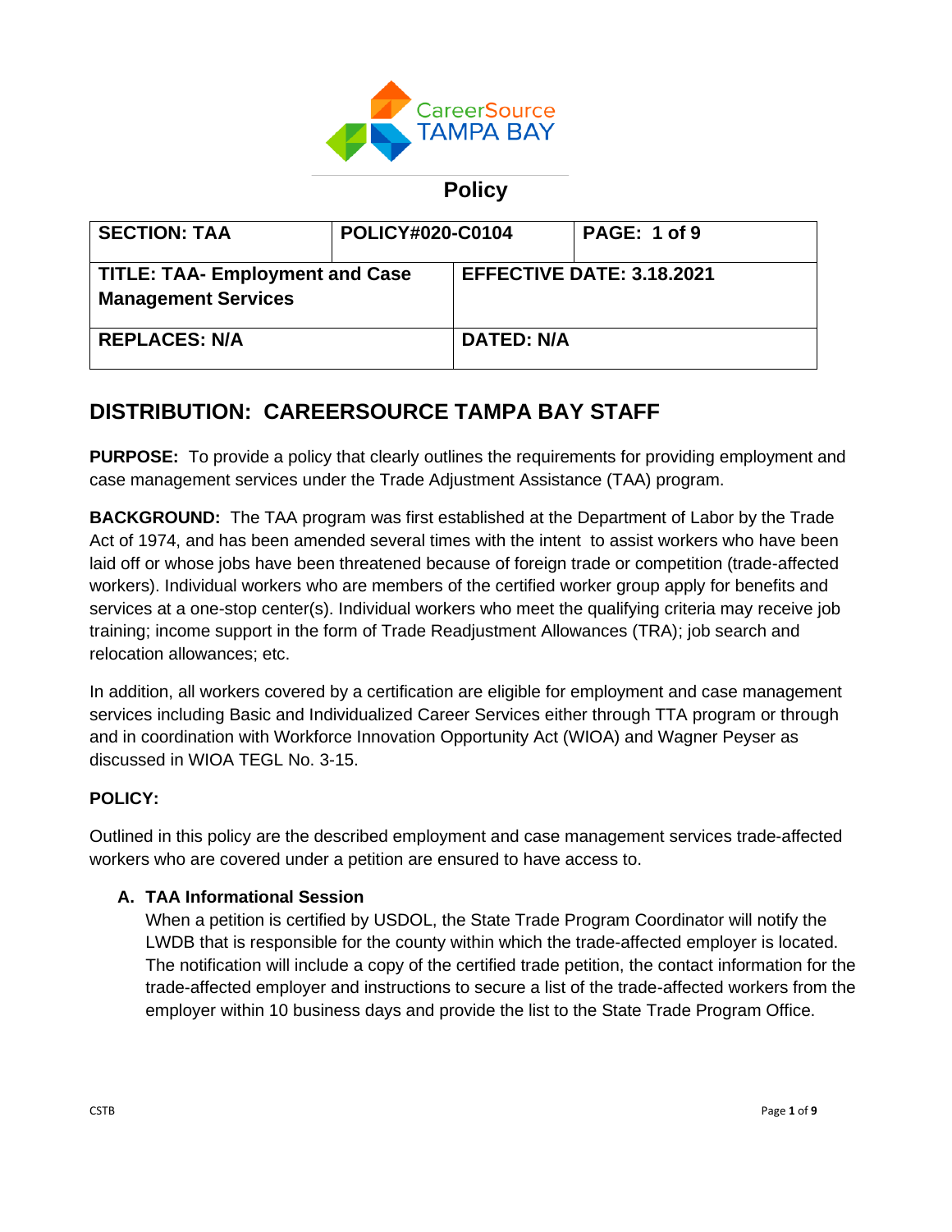CareerSource TAMPA BAY

## Policy

| SECTION: TAA | POLICY#020-C0104 | PAGE: 1 of 9 |
|---|---|---|
| TITLE: TAA- Employment and Case Management Services | EFFECTIVE DATE: 3.18.2021 | |
| REPLACES: N/A | DATED: N/A | |

# DISTRIBUTION: CAREERSOURCE TAMPA BAY STAFF

**PURPOSE:** To provide a policy that clearly outlines the requirements for providing employment and case management services under the Trade Adjustment Assistance (TAA) program.

**BACKGROUND:** The TAA program was first established at the Department of Labor by the Trade Act of 1974, and has been amended several times with the intent to assist workers who have been laid off or whose jobs have been threatened because of foreign trade or competition (trade-affected workers). Individual workers who are members of the certified worker group apply for benefits and services at a one-stop center(s). Individual workers who meet the qualifying criteria may receive job training; income support in the form of Trade Readjustment Allowances (TRA); job search and relocation allowances; etc.

In addition, all workers covered by a certification are eligible for employment and case management services including Basic and Individualized Career Services either through TTA program or through and in coordination with Workforce Innovation Opportunity Act (WIOA) and Wagner Peyser as discussed in WIOA TEGL No. 3-15.

**POLICY:**

Outlined in this policy are the described employment and case management services trade-affected workers who are covered under a petition are ensured to have access to.

**A. TAA Informational Session**

When a petition is certified by USDOL, the State Trade Program Coordinator will notify the LWDB that is responsible for the county within which the trade-affected employer is located. The notification will include a copy of the certified trade petition, the contact information for the trade-affected employer and instructions to secure a list of the trade-affected workers from the employer within 10 business days and provide the list to the State Trade Program Office.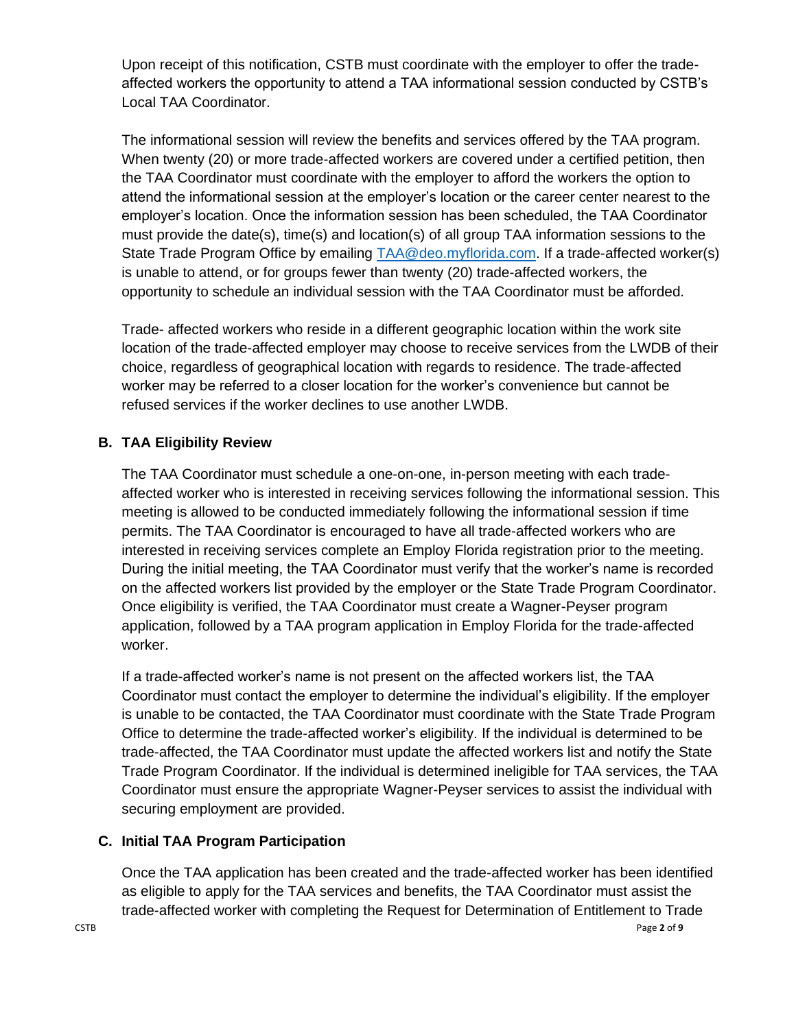Upon receipt of this notification, CSTB must coordinate with the employer to offer the trade-affected workers the opportunity to attend a TAA informational session conducted by CSTB's Local TAA Coordinator.

The informational session will review the benefits and services offered by the TAA program. When twenty (20) or more trade-affected workers are covered under a certified petition, then the TAA Coordinator must coordinate with the employer to afford the workers the option to attend the informational session at the employer's location or the career center nearest to the employer's location. Once the information session has been scheduled, the TAA Coordinator must provide the date(s), time(s) and location(s) of all group TAA information sessions to the State Trade Program Office by emailing [TAA@deo.myflorida.com](mailto:TAA@deo.myflorida.com). If a trade-affected worker(s) is unable to attend, or for groups fewer than twenty (20) trade-affected workers, the opportunity to schedule an individual session with the TAA Coordinator must be afforded.

Trade- affected workers who reside in a different geographic location within the work site location of the trade-affected employer may choose to receive services from the LWDB of their choice, regardless of geographical location with regards to residence. The trade-affected worker may be referred to a closer location for the worker's convenience but cannot be refused services if the worker declines to use another LWDB.

### B. TAA Eligibility Review

The TAA Coordinator must schedule a one-on-one, in-person meeting with each trade-affected worker who is interested in receiving services following the informational session. This meeting is allowed to be conducted immediately following the informational session if time permits. The TAA Coordinator is encouraged to have all trade-affected workers who are interested in receiving services complete an Employ Florida registration prior to the meeting. During the initial meeting, the TAA Coordinator must verify that the worker's name is recorded on the affected workers list provided by the employer or the State Trade Program Coordinator. Once eligibility is verified, the TAA Coordinator must create a Wagner-Peyser program application, followed by a TAA program application in Employ Florida for the trade-affected worker.

If a trade-affected worker's name is not present on the affected workers list, the TAA Coordinator must contact the employer to determine the individual's eligibility. If the employer is unable to be contacted, the TAA Coordinator must coordinate with the State Trade Program Office to determine the trade-affected worker's eligibility. If the individual is determined to be trade-affected, the TAA Coordinator must update the affected workers list and notify the State Trade Program Coordinator. If the individual is determined ineligible for TAA services, the TAA Coordinator must ensure the appropriate Wagner-Peyser services to assist the individual with securing employment are provided.

### C. Initial TAA Program Participation

Once the TAA application has been created and the trade-affected worker has been identified as eligible to apply for the TAA services and benefits, the TAA Coordinator must assist the trade-affected worker with completing the Request for Determination of Entitlement to Trade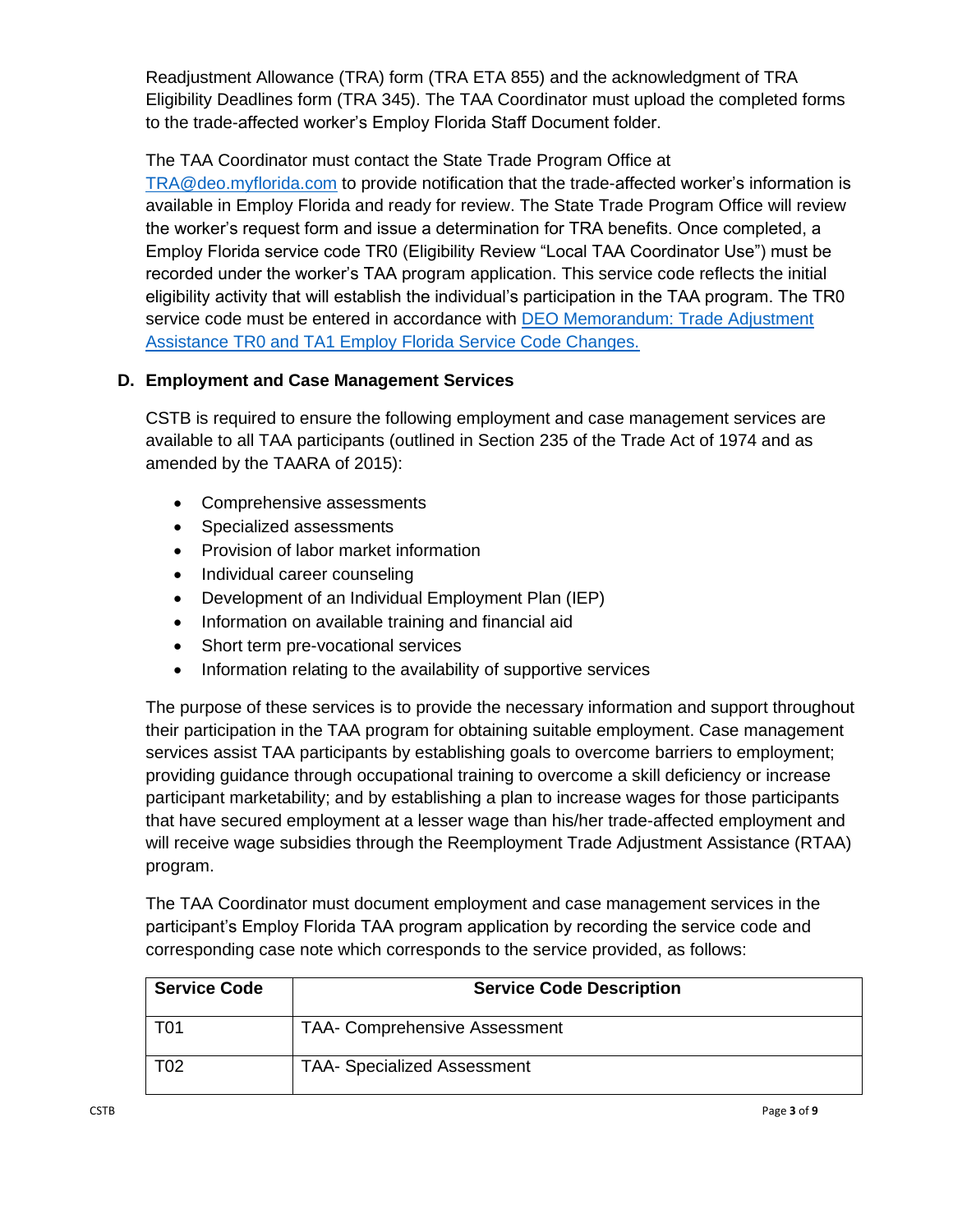Readjustment Allowance (TRA) form (TRA ETA 855) and the acknowledgment of TRA Eligibility Deadlines form (TRA 345). The TAA Coordinator must upload the completed forms to the trade-affected worker's Employ Florida Staff Document folder.

The TAA Coordinator must contact the State Trade Program Office at [TRA@deo.myflorida.com](mailto:TRA@deo.myflorida.com) to provide notification that the trade-affected worker's information is available in Employ Florida and ready for review. The State Trade Program Office will review the worker's request form and issue a determination for TRA benefits. Once completed, a Employ Florida service code TR0 (Eligibility Review "Local TAA Coordinator Use") must be recorded under the worker's TAA program application. This service code reflects the initial eligibility activity that will establish the individual's participation in the TAA program. The TR0 service code must be entered in accordance with DEO Memorandum: Trade Adjustment Assistance TR0 and TA1 Employ Florida Service Code Changes.

### D. Employment and Case Management Services

CSTB is required to ensure the following employment and case management services are available to all TAA participants (outlined in Section 235 of the Trade Act of 1974 and as amended by the TAARA of 2015):

- Comprehensive assessments
- Specialized assessments
- Provision of labor market information
- Individual career counseling
- Development of an Individual Employment Plan (IEP)
- Information on available training and financial aid
- Short term pre-vocational services
- Information relating to the availability of supportive services

The purpose of these services is to provide the necessary information and support throughout their participation in the TAA program for obtaining suitable employment. Case management services assist TAA participants by establishing goals to overcome barriers to employment; providing guidance through occupational training to overcome a skill deficiency or increase participant marketability; and by establishing a plan to increase wages for those participants that have secured employment at a lesser wage than his/her trade-affected employment and will receive wage subsidies through the Reemployment Trade Adjustment Assistance (RTAA) program.

The TAA Coordinator must document employment and case management services in the participant's Employ Florida TAA program application by recording the service code and corresponding case note which corresponds to the service provided, as follows:

| Service Code | Service Code Description |
| --- | --- |
| T01 | TAA- Comprehensive Assessment |
| T02 | TAA- Specialized Assessment |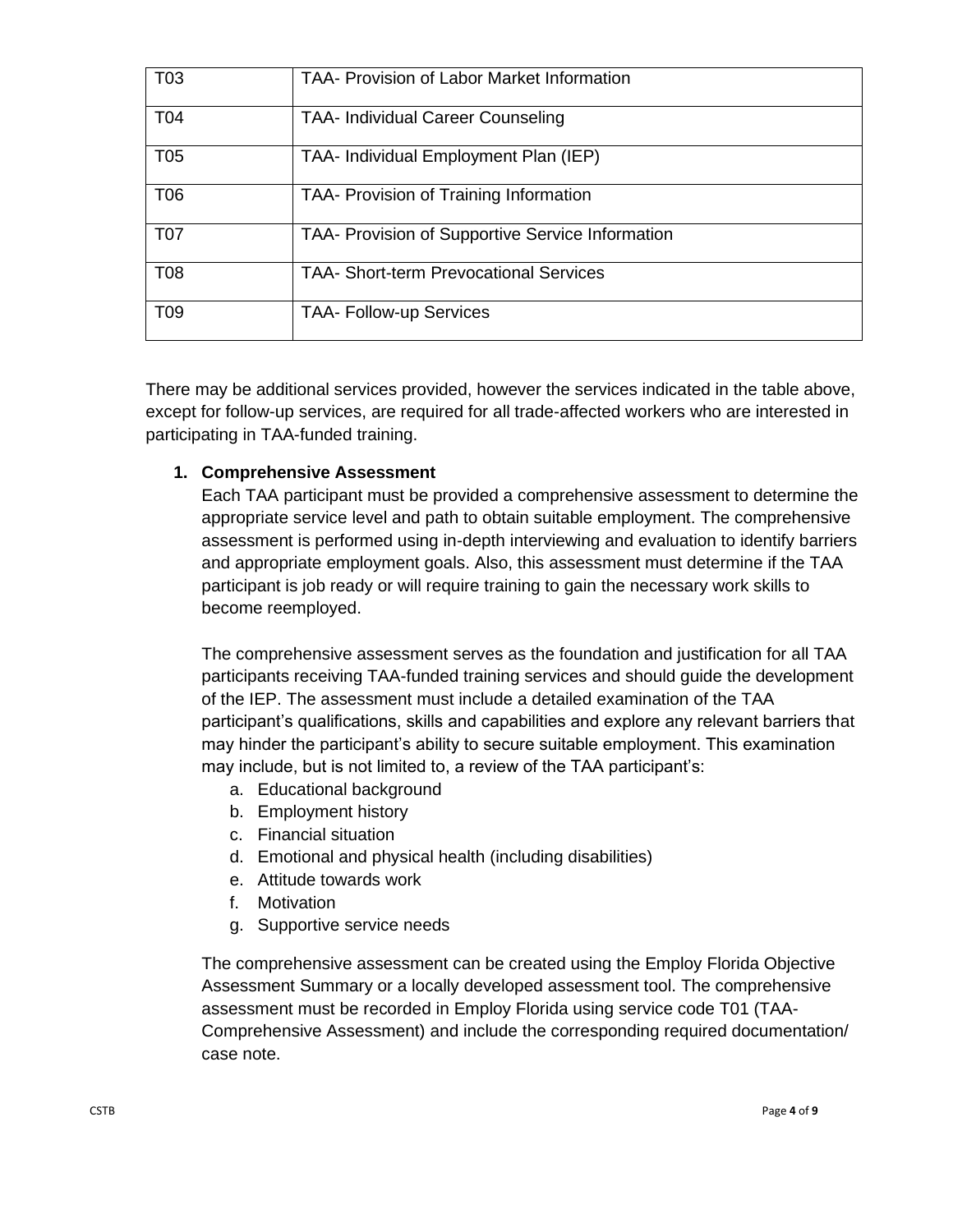| T03 | TAA- Provision of Labor Market Information |
|---|---|
| T04 | TAA- Individual Career Counseling |
| T05 | TAA- Individual Employment Plan (IEP) |
| T06 | TAA- Provision of Training Information |
| T07 | TAA- Provision of Supportive Service Information |
| T08 | TAA- Short-term Prevocational Services |
| T09 | TAA- Follow-up Services |

There may be additional services provided, however the services indicated in the table above, except for follow-up services, are required for all trade-affected workers who are interested in participating in TAA-funded training.

1. **Comprehensive Assessment**

   Each TAA participant must be provided a comprehensive assessment to determine the appropriate service level and path to obtain suitable employment. The comprehensive assessment is performed using in-depth interviewing and evaluation to identify barriers and appropriate employment goals. Also, this assessment must determine if the TAA participant is job ready or will require training to gain the necessary work skills to become reemployed.

   The comprehensive assessment serves as the foundation and justification for all TAA participants receiving TAA-funded training services and should guide the development of the IEP. The assessment must include a detailed examination of the TAA participant's qualifications, skills and capabilities and explore any relevant barriers that may hinder the participant's ability to secure suitable employment. This examination may include, but is not limited to, a review of the TAA participant's:

   a. Educational background
   b. Employment history
   c. Financial situation
   d. Emotional and physical health (including disabilities)
   e. Attitude towards work
   f. Motivation
   g. Supportive service needs

   The comprehensive assessment can be created using the Employ Florida Objective Assessment Summary or a locally developed assessment tool. The comprehensive assessment must be recorded in Employ Florida using service code T01 (TAA-Comprehensive Assessment) and include the corresponding required documentation/ case note.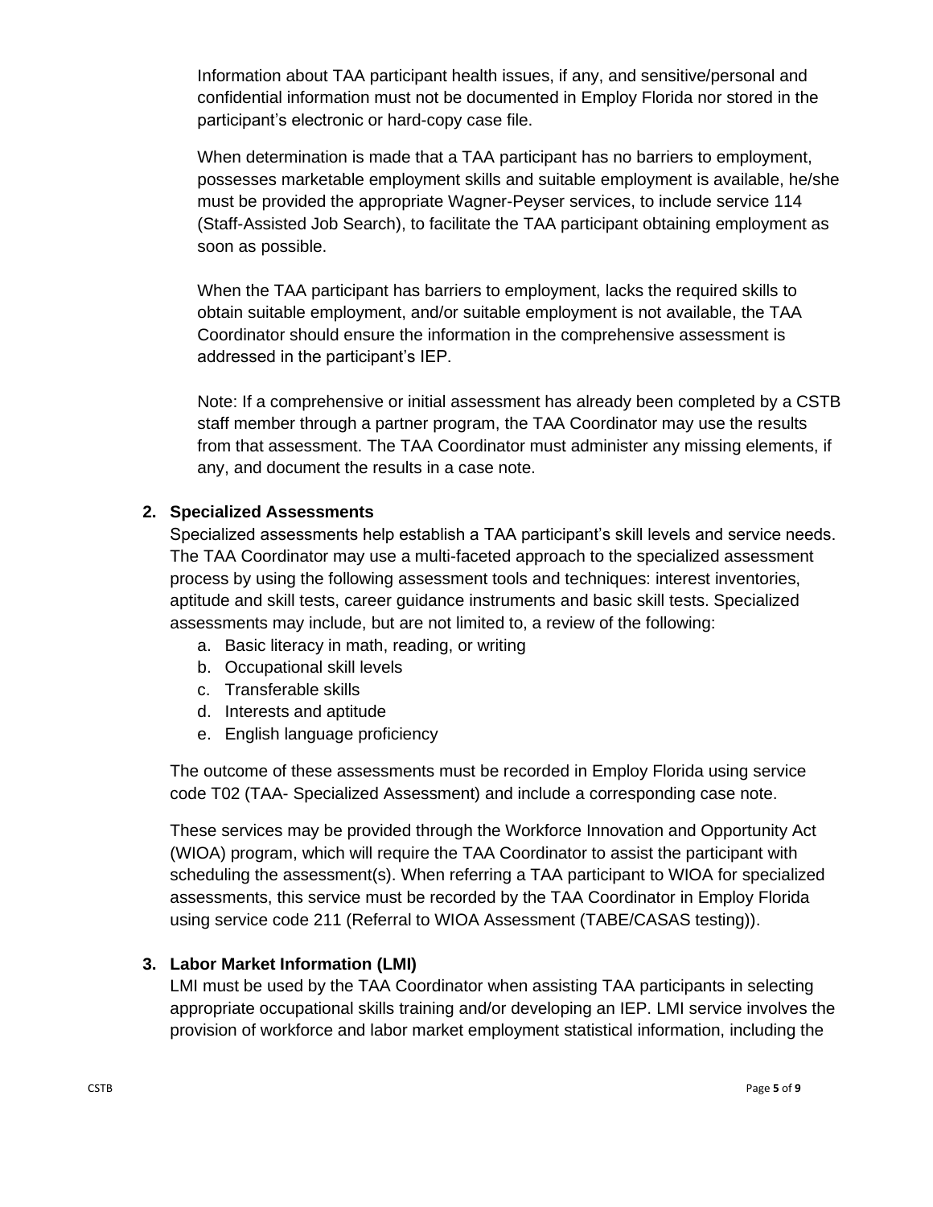Information about TAA participant health issues, if any, and sensitive/personal and confidential information must not be documented in Employ Florida nor stored in the participant's electronic or hard-copy case file.

When determination is made that a TAA participant has no barriers to employment, possesses marketable employment skills and suitable employment is available, he/she must be provided the appropriate Wagner-Peyser services, to include service 114 (Staff-Assisted Job Search), to facilitate the TAA participant obtaining employment as soon as possible.

When the TAA participant has barriers to employment, lacks the required skills to obtain suitable employment, and/or suitable employment is not available, the TAA Coordinator should ensure the information in the comprehensive assessment is addressed in the participant's IEP.

Note: If a comprehensive or initial assessment has already been completed by a CSTB staff member through a partner program, the TAA Coordinator may use the results from that assessment. The TAA Coordinator must administer any missing elements, if any, and document the results in a case note.

2. **Specialized Assessments**

Specialized assessments help establish a TAA participant's skill levels and service needs. The TAA Coordinator may use a multi-faceted approach to the specialized assessment process by using the following assessment tools and techniques: interest inventories, aptitude and skill tests, career guidance instruments and basic skill tests. Specialized assessments may include, but are not limited to, a review of the following:

   a. Basic literacy in math, reading, or writing
   b. Occupational skill levels
   c. Transferable skills
   d. Interests and aptitude
   e. English language proficiency

The outcome of these assessments must be recorded in Employ Florida using service code T02 (TAA- Specialized Assessment) and include a corresponding case note.

These services may be provided through the Workforce Innovation and Opportunity Act (WIOA) program, which will require the TAA Coordinator to assist the participant with scheduling the assessment(s). When referring a TAA participant to WIOA for specialized assessments, this service must be recorded by the TAA Coordinator in Employ Florida using service code 211 (Referral to WIOA Assessment (TABE/CASAS testing)).

3. **Labor Market Information (LMI)**

LMI must be used by the TAA Coordinator when assisting TAA participants in selecting appropriate occupational skills training and/or developing an IEP. LMI service involves the provision of workforce and labor market employment statistical information, including the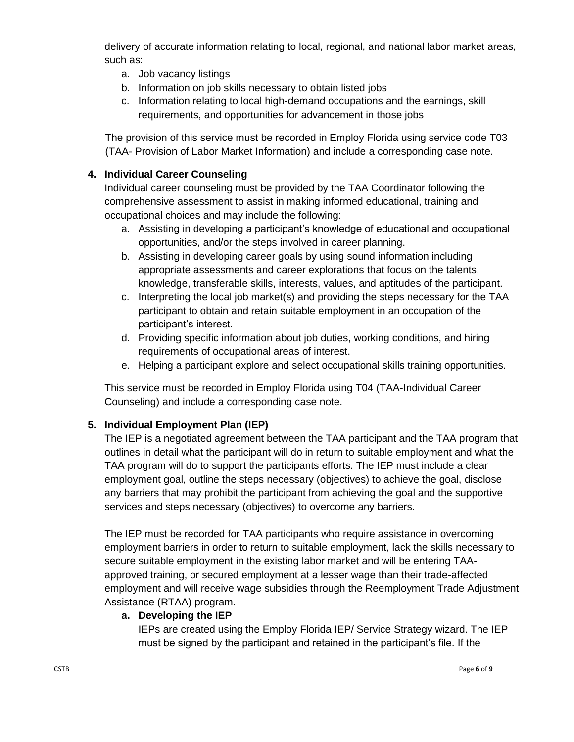delivery of accurate information relating to local, regional, and national labor market areas, such as:

a. Job vacancy listings
b. Information on job skills necessary to obtain listed jobs
c. Information relating to local high-demand occupations and the earnings, skill requirements, and opportunities for advancement in those jobs

The provision of this service must be recorded in Employ Florida using service code T03 (TAA- Provision of Labor Market Information) and include a corresponding case note.

**4. Individual Career Counseling**

Individual career counseling must be provided by the TAA Coordinator following the comprehensive assessment to assist in making informed educational, training and occupational choices and may include the following:

a. Assisting in developing a participant's knowledge of educational and occupational opportunities, and/or the steps involved in career planning.
b. Assisting in developing career goals by using sound information including appropriate assessments and career explorations that focus on the talents, knowledge, transferable skills, interests, values, and aptitudes of the participant.
c. Interpreting the local job market(s) and providing the steps necessary for the TAA participant to obtain and retain suitable employment in an occupation of the participant's interest.
d. Providing specific information about job duties, working conditions, and hiring requirements of occupational areas of interest.
e. Helping a participant explore and select occupational skills training opportunities.

This service must be recorded in Employ Florida using T04 (TAA-Individual Career Counseling) and include a corresponding case note.

**5. Individual Employment Plan (IEP)**

The IEP is a negotiated agreement between the TAA participant and the TAA program that outlines in detail what the participant will do in return to suitable employment and what the TAA program will do to support the participants efforts. The IEP must include a clear employment goal, outline the steps necessary (objectives) to achieve the goal, disclose any barriers that may prohibit the participant from achieving the goal and the supportive services and steps necessary (objectives) to overcome any barriers.

The IEP must be recorded for TAA participants who require assistance in overcoming employment barriers in order to return to suitable employment, lack the skills necessary to secure suitable employment in the existing labor market and will be entering TAA-approved training, or secured employment at a lesser wage than their trade-affected employment and will receive wage subsidies through the Reemployment Trade Adjustment Assistance (RTAA) program.

**a. Developing the IEP**

IEPs are created using the Employ Florida IEP/ Service Strategy wizard. The IEP must be signed by the participant and retained in the participant's file. If the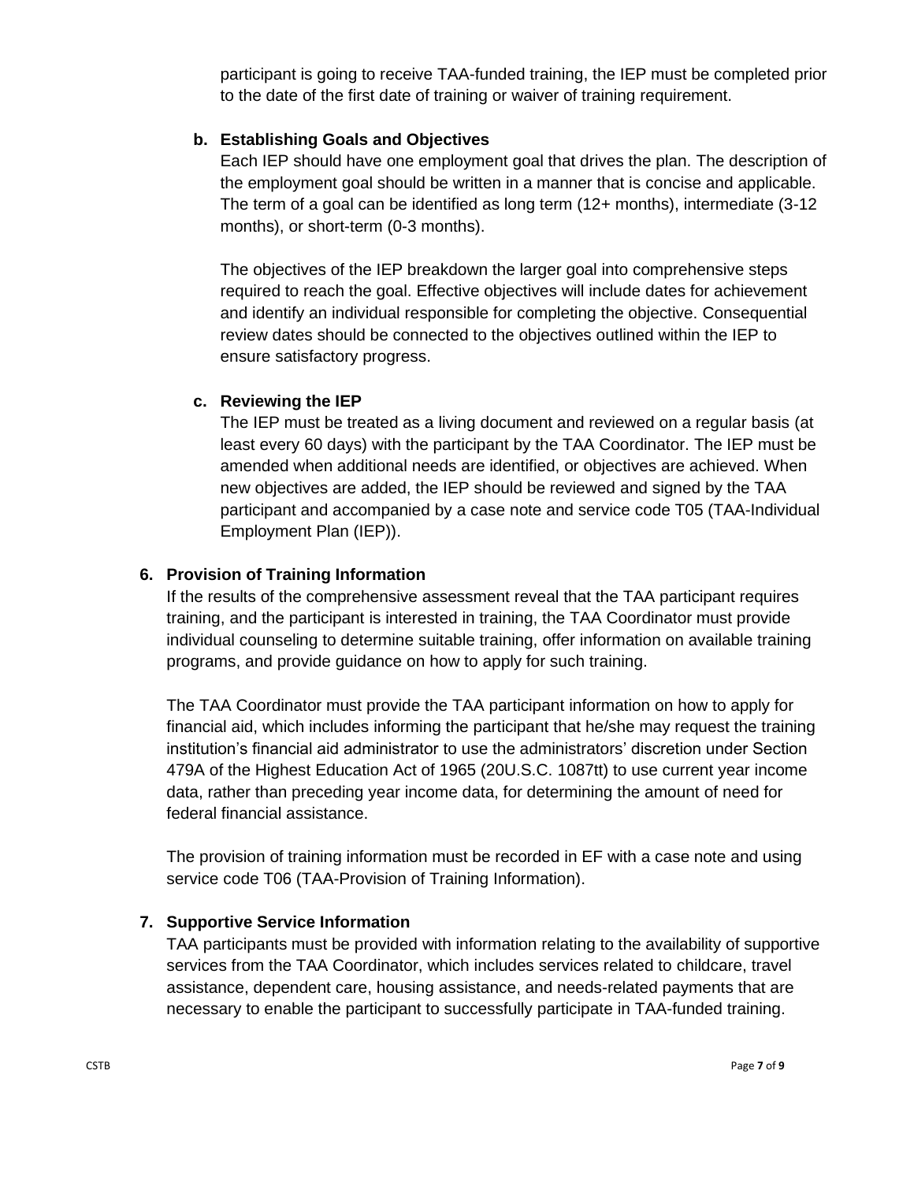participant is going to receive TAA-funded training, the IEP must be completed prior to the date of the first date of training or waiver of training requirement.

**b. Establishing Goals and Objectives**

Each IEP should have one employment goal that drives the plan. The description of the employment goal should be written in a manner that is concise and applicable. The term of a goal can be identified as long term (12+ months), intermediate (3-12 months), or short-term (0-3 months).

The objectives of the IEP breakdown the larger goal into comprehensive steps required to reach the goal. Effective objectives will include dates for achievement and identify an individual responsible for completing the objective. Consequential review dates should be connected to the objectives outlined within the IEP to ensure satisfactory progress.

**c. Reviewing the IEP**

The IEP must be treated as a living document and reviewed on a regular basis (at least every 60 days) with the participant by the TAA Coordinator. The IEP must be amended when additional needs are identified, or objectives are achieved. When new objectives are added, the IEP should be reviewed and signed by the TAA participant and accompanied by a case note and service code T05 (TAA-Individual Employment Plan (IEP)).

**6. Provision of Training Information**

If the results of the comprehensive assessment reveal that the TAA participant requires training, and the participant is interested in training, the TAA Coordinator must provide individual counseling to determine suitable training, offer information on available training programs, and provide guidance on how to apply for such training.

The TAA Coordinator must provide the TAA participant information on how to apply for financial aid, which includes informing the participant that he/she may request the training institution's financial aid administrator to use the administrators' discretion under Section 479A of the Highest Education Act of 1965 (20U.S.C. 1087tt) to use current year income data, rather than preceding year income data, for determining the amount of need for federal financial assistance.

The provision of training information must be recorded in EF with a case note and using service code T06 (TAA-Provision of Training Information).

**7. Supportive Service Information**

TAA participants must be provided with information relating to the availability of supportive services from the TAA Coordinator, which includes services related to childcare, travel assistance, dependent care, housing assistance, and needs-related payments that are necessary to enable the participant to successfully participate in TAA-funded training.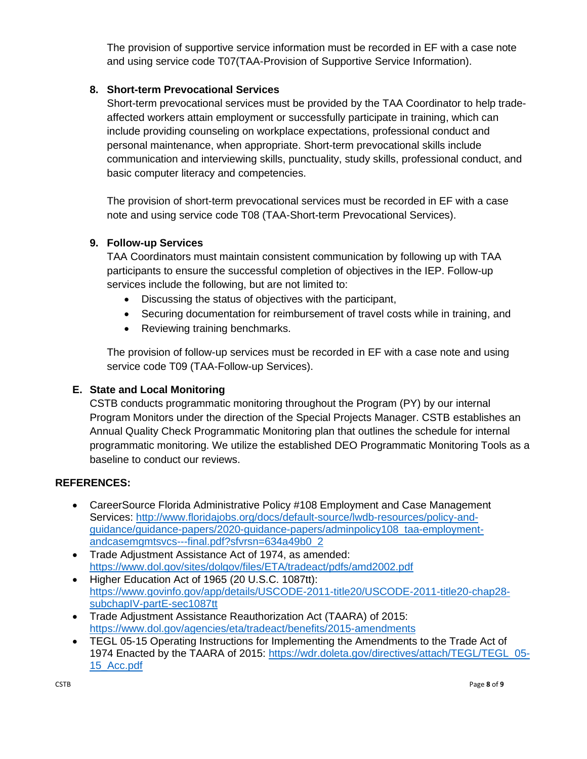The provision of supportive service information must be recorded in EF with a case note and using service code T07(TAA-Provision of Supportive Service Information).

8. **Short-term Prevocational Services**

   Short-term prevocational services must be provided by the TAA Coordinator to help trade-affected workers attain employment or successfully participate in training, which can include providing counseling on workplace expectations, professional conduct and personal maintenance, when appropriate. Short-term prevocational skills include communication and interviewing skills, punctuality, study skills, professional conduct, and basic computer literacy and competencies.

   The provision of short-term prevocational services must be recorded in EF with a case note and using service code T08 (TAA-Short-term Prevocational Services).

9. **Follow-up Services**

   TAA Coordinators must maintain consistent communication by following up with TAA participants to ensure the successful completion of objectives in the IEP. Follow-up services include the following, but are not limited to:

   - Discussing the status of objectives with the participant,
   - Securing documentation for reimbursement of travel costs while in training, and
   - Reviewing training benchmarks.

   The provision of follow-up services must be recorded in EF with a case note and using service code T09 (TAA-Follow-up Services).

**E. State and Local Monitoring**

CSTB conducts programmatic monitoring throughout the Program (PY) by our internal Program Monitors under the direction of the Special Projects Manager. CSTB establishes an Annual Quality Check Programmatic Monitoring plan that outlines the schedule for internal programmatic monitoring. We utilize the established DEO Programmatic Monitoring Tools as a baseline to conduct our reviews.

**REFERENCES:**

- CareerSource Florida Administrative Policy #108 Employment and Case Management Services: http://www.floridajobs.org/docs/default-source/lwdb-resources/policy-and-guidance/guidance-papers/2020-guidance-papers/adminpolicy108_taa-employment-andcasemgmtsvcs---final.pdf?sfvrsn=634a49b0_2
- Trade Adjustment Assistance Act of 1974, as amended: https://www.dol.gov/sites/dolgov/files/ETA/tradeact/pdfs/amd2002.pdf
- Higher Education Act of 1965 (20 U.S.C. 1087tt): https://www.govinfo.gov/app/details/USCODE-2011-title20/USCODE-2011-title20-chap28-subchapIV-partE-sec1087tt
- Trade Adjustment Assistance Reauthorization Act (TAARA) of 2015: https://www.dol.gov/agencies/eta/tradeact/benefits/2015-amendments
- TEGL 05-15 Operating Instructions for Implementing the Amendments to the Trade Act of 1974 Enacted by the TAARA of 2015: https://wdr.doleta.gov/directives/attach/TEGL/TEGL_05-15_Acc.pdf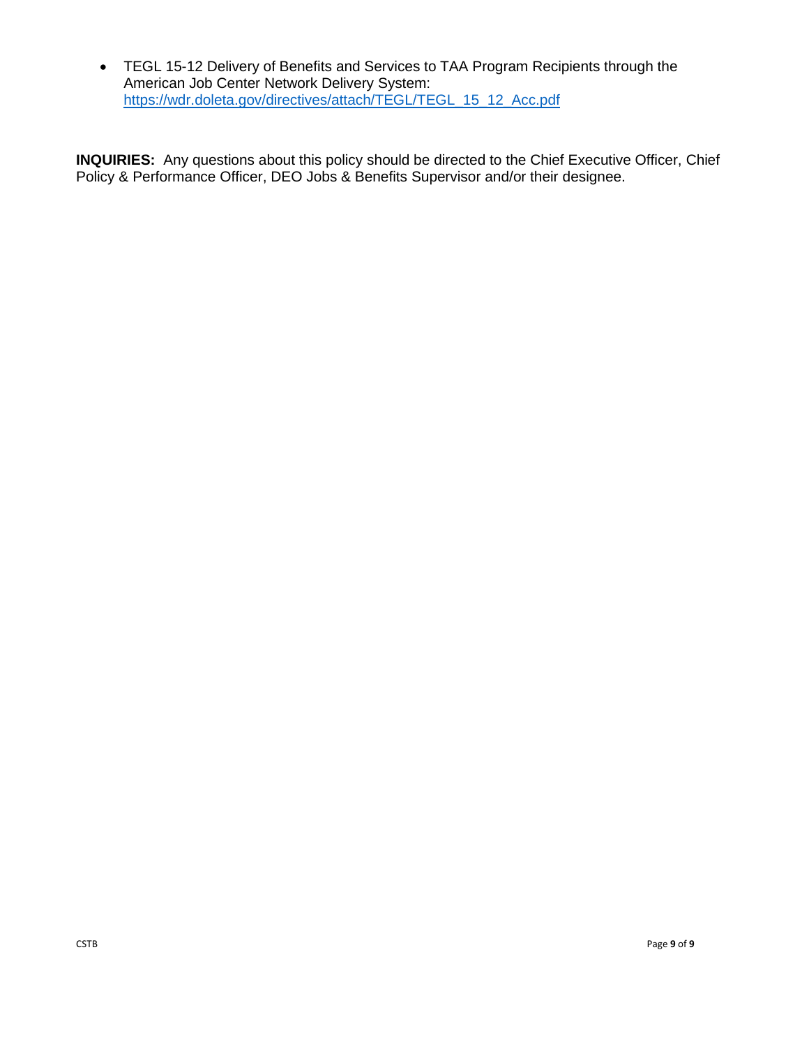- TEGL 15-12 Delivery of Benefits and Services to TAA Program Recipients through the American Job Center Network Delivery System: https://wdr.doleta.gov/directives/attach/TEGL/TEGL_15_12_Acc.pdf

**INQUIRIES:** Any questions about this policy should be directed to the Chief Executive Officer, Chief Policy & Performance Officer, DEO Jobs & Benefits Supervisor and/or their designee.